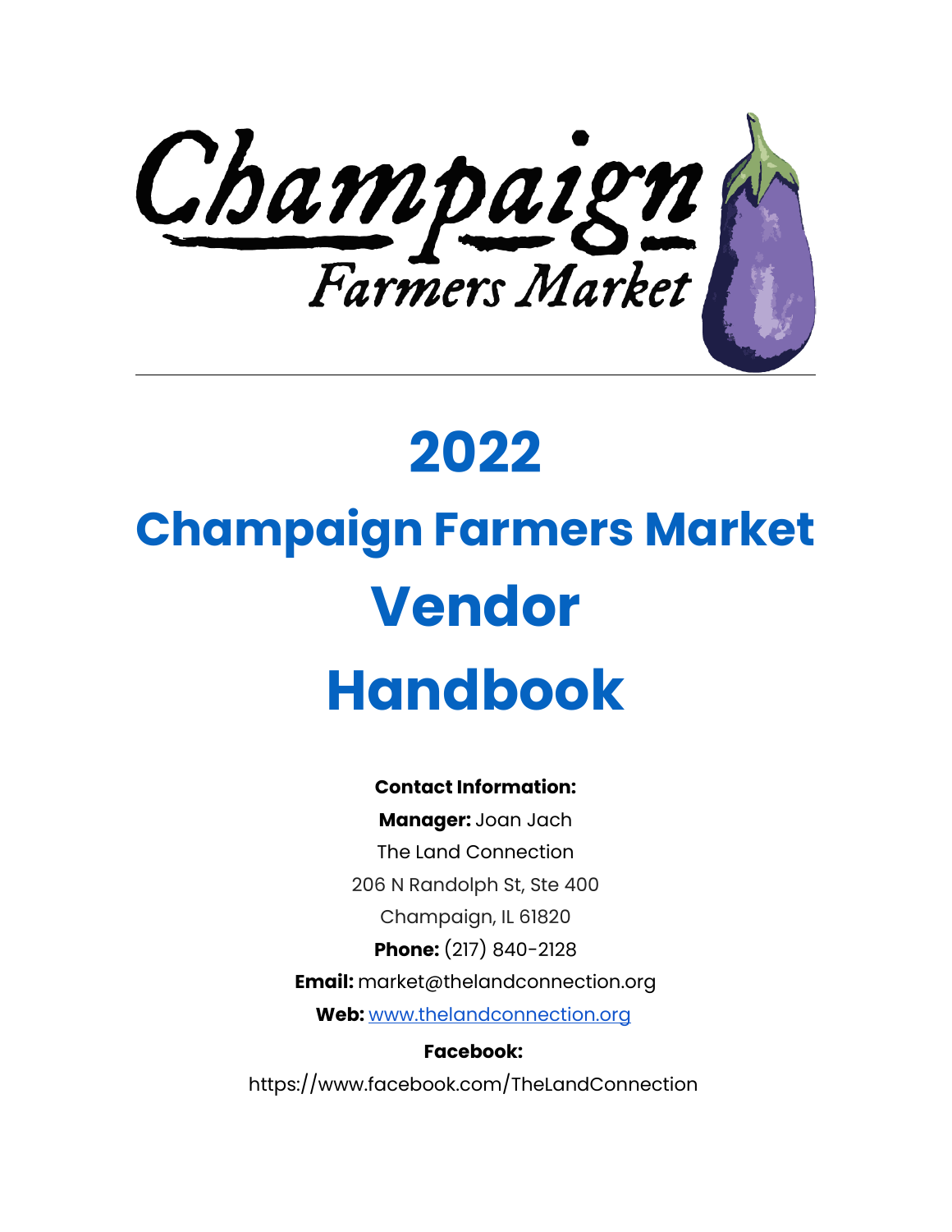Champaign

Farmers Market

# 2022

# Champaign Farmers Market Vendor Handbook

**Contact Information:**

**Manager:** Joan Jach

The Land Connection

206 N Randolph St, Ste 400

Champaign, IL 61820

**Phone:** (217) 840-2128

**Email:** market@thelandconnection.org

**Web:** www.thelandconnection.org

**Facebook:**

https://www.facebook.com/TheLandConnection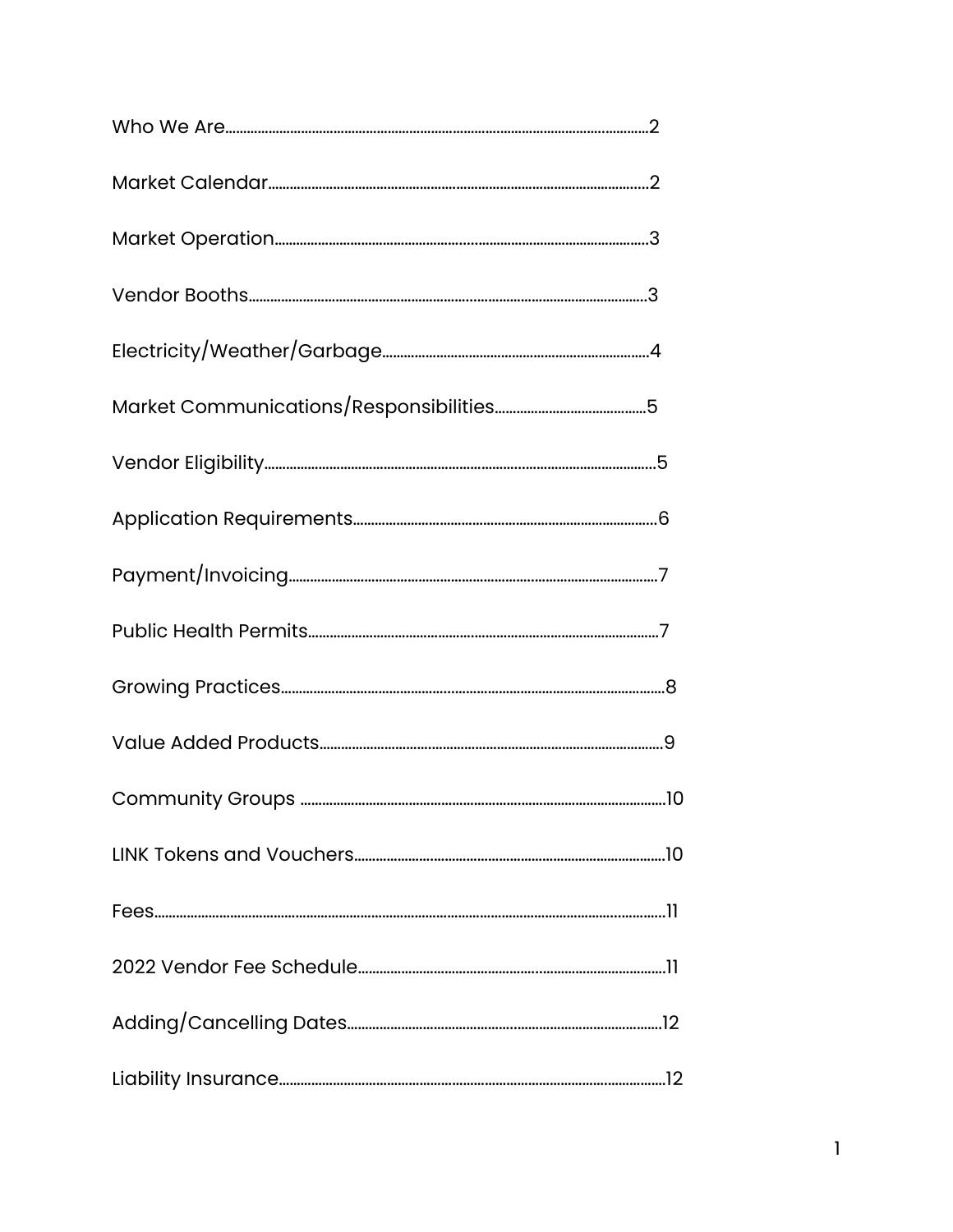Who We Are........................................................................................................2

Market Calendar................................................................................................2

Market Operation..............................................................................................3

Vendor Booths...................................................................................................3

Electricity/Weather/Garbage..............................................................................4

Market Communications/Responsibilities.........................................................5

Vendor Eligibility................................................................................................5

Application Requirements..................................................................................6

Payment/Invoicing.............................................................................................7

Public Health Permits.........................................................................................7

Growing Practices..............................................................................................8

Value Added Products.......................................................................................9

Community Groups ..........................................................................................10

LINK Tokens and Vouchers..............................................................................10

Fees.................................................................................................................11

2022 Vendor Fee Schedule...............................................................................11

Adding/Cancelling Dates..................................................................................12

Liability Insurance.............................................................................................12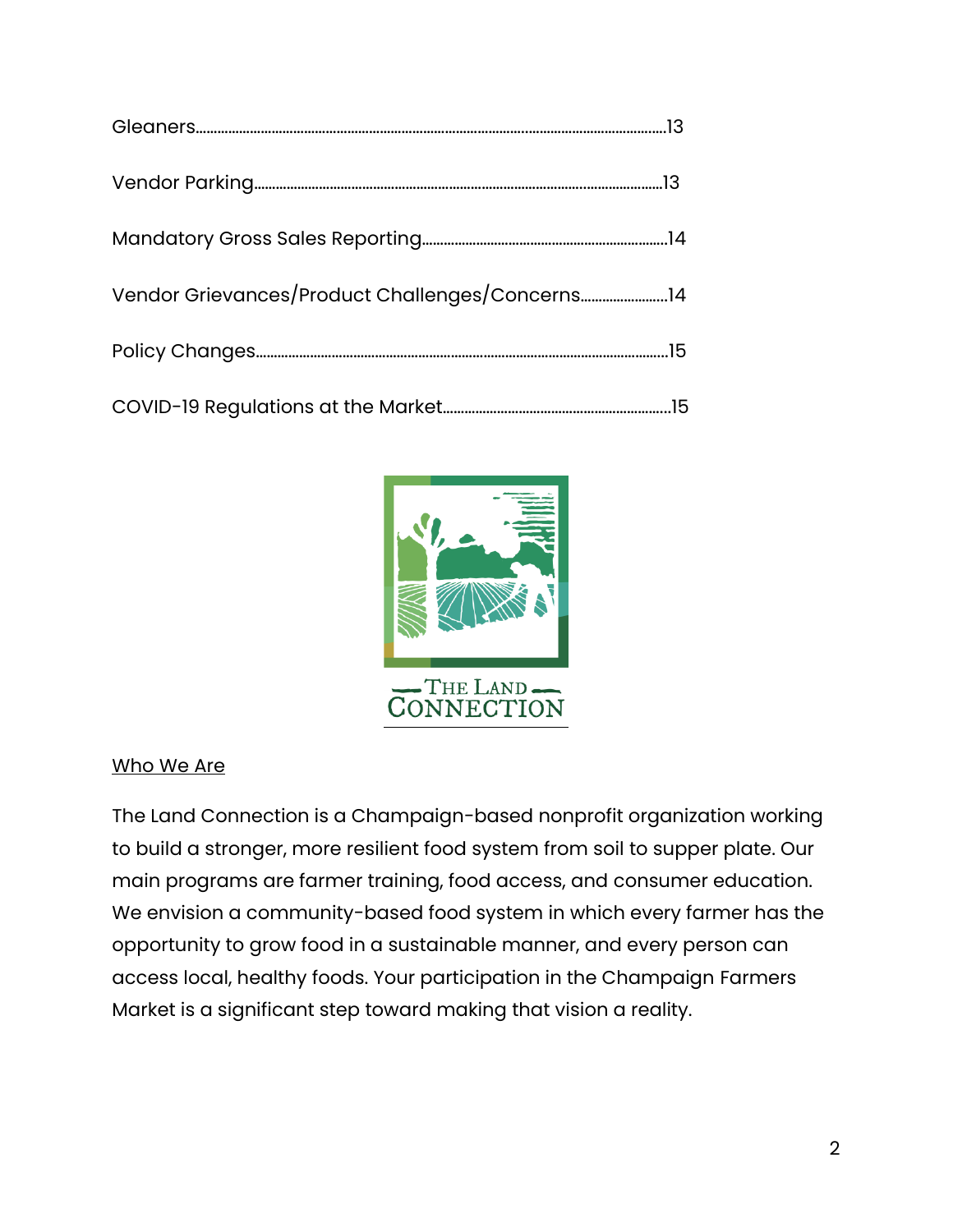Gleaners.....13

Vendor Parking.....13

Mandatory Gross Sales Reporting.....14

Vendor Grievances/Product Challenges/Concerns.....14

Policy Changes.....15

COVID-19 Regulations at the Market.....15

THE LAND CONNECTION

## Who We Are

The Land Connection is a Champaign-based nonprofit organization working to build a stronger, more resilient food system from soil to supper plate. Our main programs are farmer training, food access, and consumer education. We envision a community-based food system in which every farmer has the opportunity to grow food in a sustainable manner, and every person can access local, healthy foods. Your participation in the Champaign Farmers Market is a significant step toward making that vision a reality.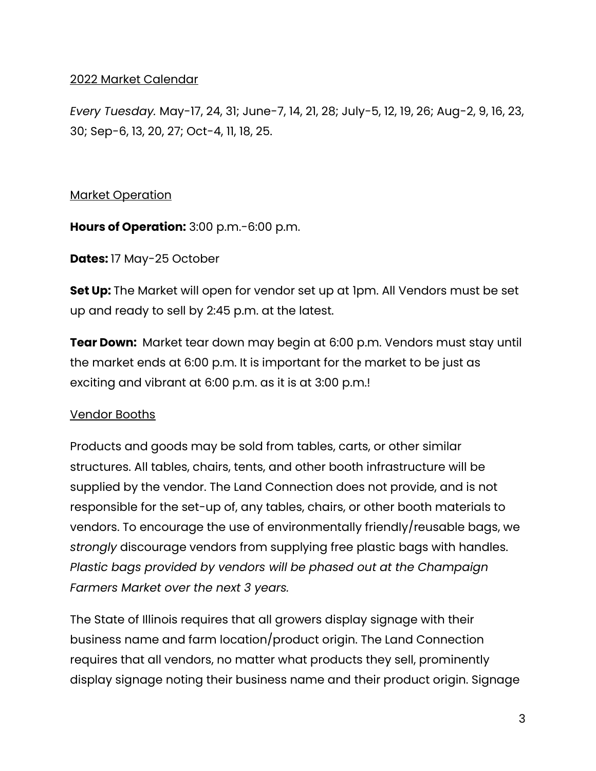2022 Market Calendar

*Every Tuesday.* May-17, 24, 31; June-7, 14, 21, 28; July-5, 12, 19, 26; Aug-2, 9, 16, 23, 30; Sep-6, 13, 20, 27; Oct-4, 11, 18, 25.

Market Operation

**Hours of Operation:** 3:00 p.m.-6:00 p.m.

**Dates:** 17 May-25 October

**Set Up:** The Market will open for vendor set up at 1pm. All Vendors must be set up and ready to sell by 2:45 p.m. at the latest.

**Tear Down:** Market tear down may begin at 6:00 p.m. Vendors must stay until the market ends at 6:00 p.m. It is important for the market to be just as exciting and vibrant at 6:00 p.m. as it is at 3:00 p.m.!

Vendor Booths

Products and goods may be sold from tables, carts, or other similar structures. All tables, chairs, tents, and other booth infrastructure will be supplied by the vendor. The Land Connection does not provide, and is not responsible for the set-up of, any tables, chairs, or other booth materials to vendors. To encourage the use of environmentally friendly/reusable bags, we *strongly* discourage vendors from supplying free plastic bags with handles. *Plastic bags provided by vendors will be phased out at the Champaign Farmers Market over the next 3 years.*

The State of Illinois requires that all growers display signage with their business name and farm location/product origin. The Land Connection requires that all vendors, no matter what products they sell, prominently display signage noting their business name and their product origin. Signage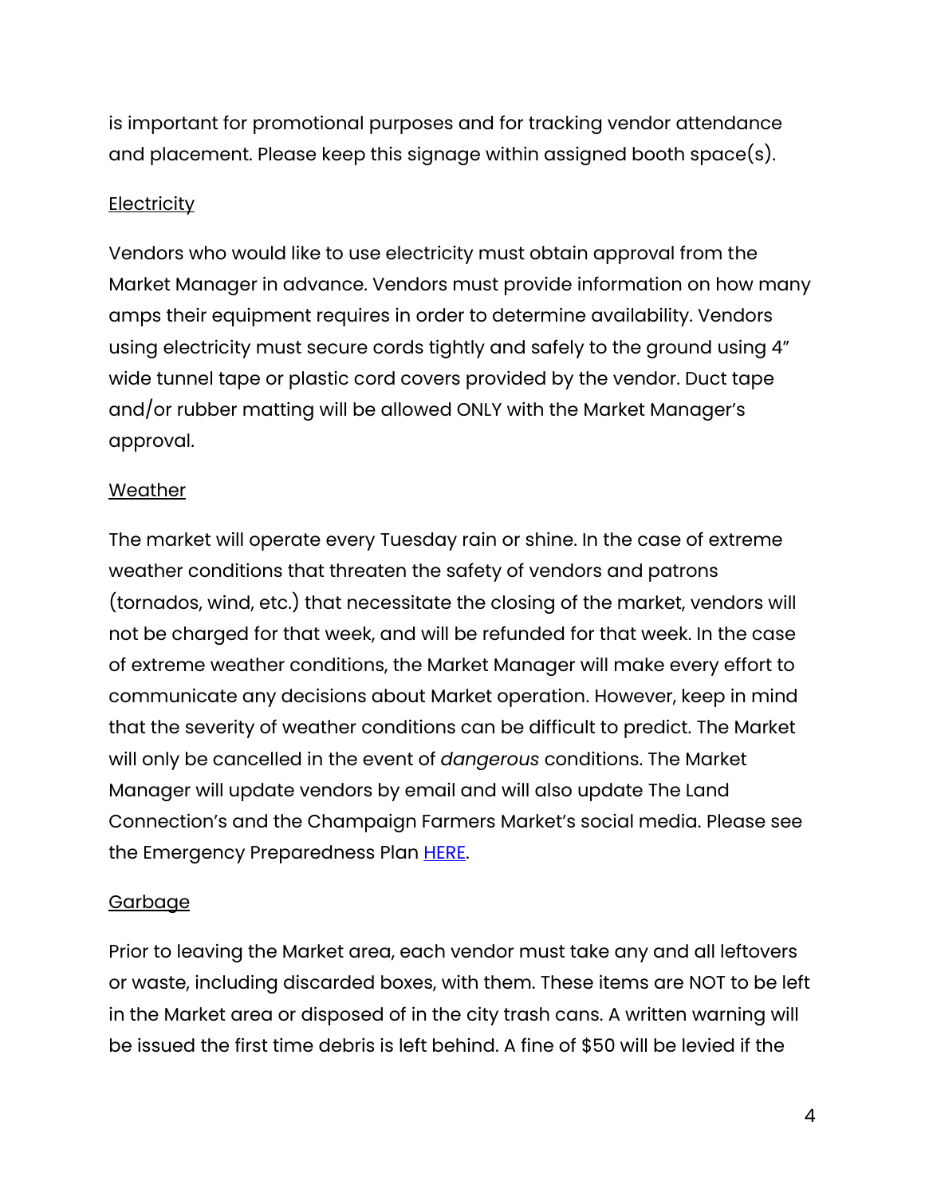is important for promotional purposes and for tracking vendor attendance and placement. Please keep this signage within assigned booth space(s).

<u>Electricity</u>

Vendors who would like to use electricity must obtain approval from the Market Manager in advance. Vendors must provide information on how many amps their equipment requires in order to determine availability. Vendors using electricity must secure cords tightly and safely to the ground using 4" wide tunnel tape or plastic cord covers provided by the vendor. Duct tape and/or rubber matting will be allowed ONLY with the Market Manager's approval.

<u>Weather</u>

The market will operate every Tuesday rain or shine. In the case of extreme weather conditions that threaten the safety of vendors and patrons (tornados, wind, etc.) that necessitate the closing of the market, vendors will not be charged for that week, and will be refunded for that week. In the case of extreme weather conditions, the Market Manager will make every effort to communicate any decisions about Market operation. However, keep in mind that the severity of weather conditions can be difficult to predict. The Market will only be cancelled in the event of *dangerous* conditions. The Market Manager will update vendors by email and will also update The Land Connection's and the Champaign Farmers Market's social media. Please see the Emergency Preparedness Plan [HERE](HERE).

<u>Garbage</u>

Prior to leaving the Market area, each vendor must take any and all leftovers or waste, including discarded boxes, with them. These items are NOT to be left in the Market area or disposed of in the city trash cans. A written warning will be issued the first time debris is left behind. A fine of $50 will be levied if the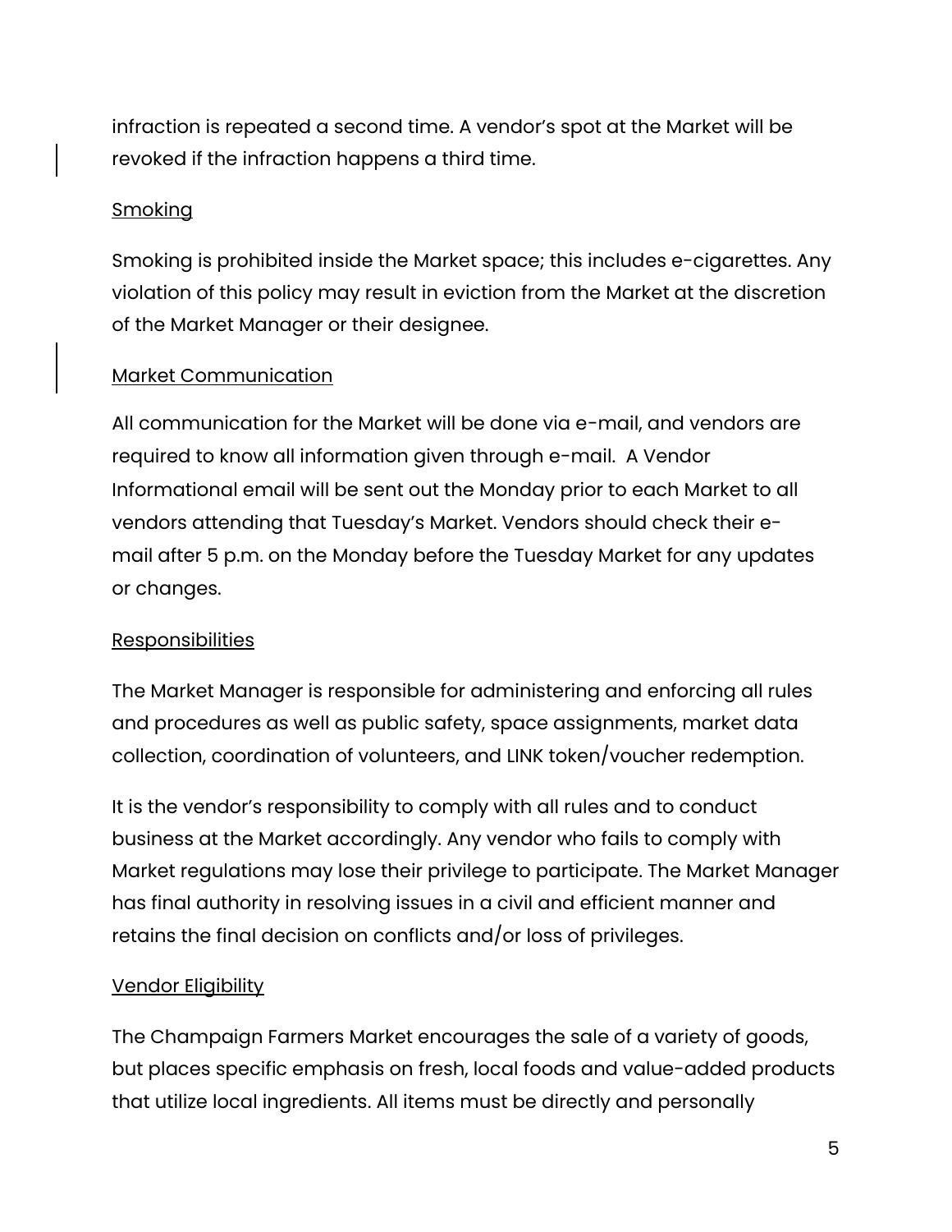infraction is repeated a second time. A vendor’s spot at the Market will be revoked if the infraction happens a third time.

### Smoking

Smoking is prohibited inside the Market space; this includes e-cigarettes. Any violation of this policy may result in eviction from the Market at the discretion of the Market Manager or their designee.

### Market Communication

All communication for the Market will be done via e-mail, and vendors are required to know all information given through e-mail.  A Vendor Informational email will be sent out the Monday prior to each Market to all vendors attending that Tuesday’s Market. Vendors should check their e-mail after 5 p.m. on the Monday before the Tuesday Market for any updates or changes.

### Responsibilities

The Market Manager is responsible for administering and enforcing all rules and procedures as well as public safety, space assignments, market data collection, coordination of volunteers, and LINK token/voucher redemption.

It is the vendor’s responsibility to comply with all rules and to conduct business at the Market accordingly. Any vendor who fails to comply with Market regulations may lose their privilege to participate. The Market Manager has final authority in resolving issues in a civil and efficient manner and retains the final decision on conflicts and/or loss of privileges.

### Vendor Eligibility

The Champaign Farmers Market encourages the sale of a variety of goods, but places specific emphasis on fresh, local foods and value-added products that utilize local ingredients. All items must be directly and personally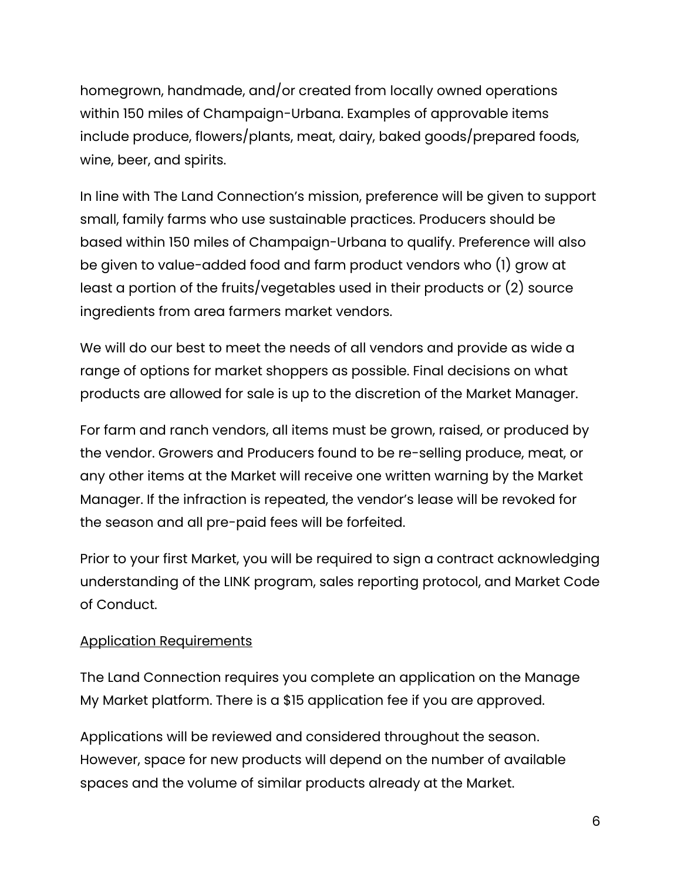homegrown, handmade, and/or created from locally owned operations within 150 miles of Champaign-Urbana. Examples of approvable items include produce, flowers/plants, meat, dairy, baked goods/prepared foods, wine, beer, and spirits.

In line with The Land Connection's mission, preference will be given to support small, family farms who use sustainable practices. Producers should be based within 150 miles of Champaign-Urbana to qualify. Preference will also be given to value-added food and farm product vendors who (1) grow at least a portion of the fruits/vegetables used in their products or (2) source ingredients from area farmers market vendors.

We will do our best to meet the needs of all vendors and provide as wide a range of options for market shoppers as possible. Final decisions on what products are allowed for sale is up to the discretion of the Market Manager.

For farm and ranch vendors, all items must be grown, raised, or produced by the vendor. Growers and Producers found to be re-selling produce, meat, or any other items at the Market will receive one written warning by the Market Manager. If the infraction is repeated, the vendor's lease will be revoked for the season and all pre-paid fees will be forfeited.

Prior to your first Market, you will be required to sign a contract acknowledging understanding of the LINK program, sales reporting protocol, and Market Code of Conduct.

<u>Application Requirements</u>

The Land Connection requires you complete an application on the Manage My Market platform. There is a $15 application fee if you are approved.

Applications will be reviewed and considered throughout the season. However, space for new products will depend on the number of available spaces and the volume of similar products already at the Market.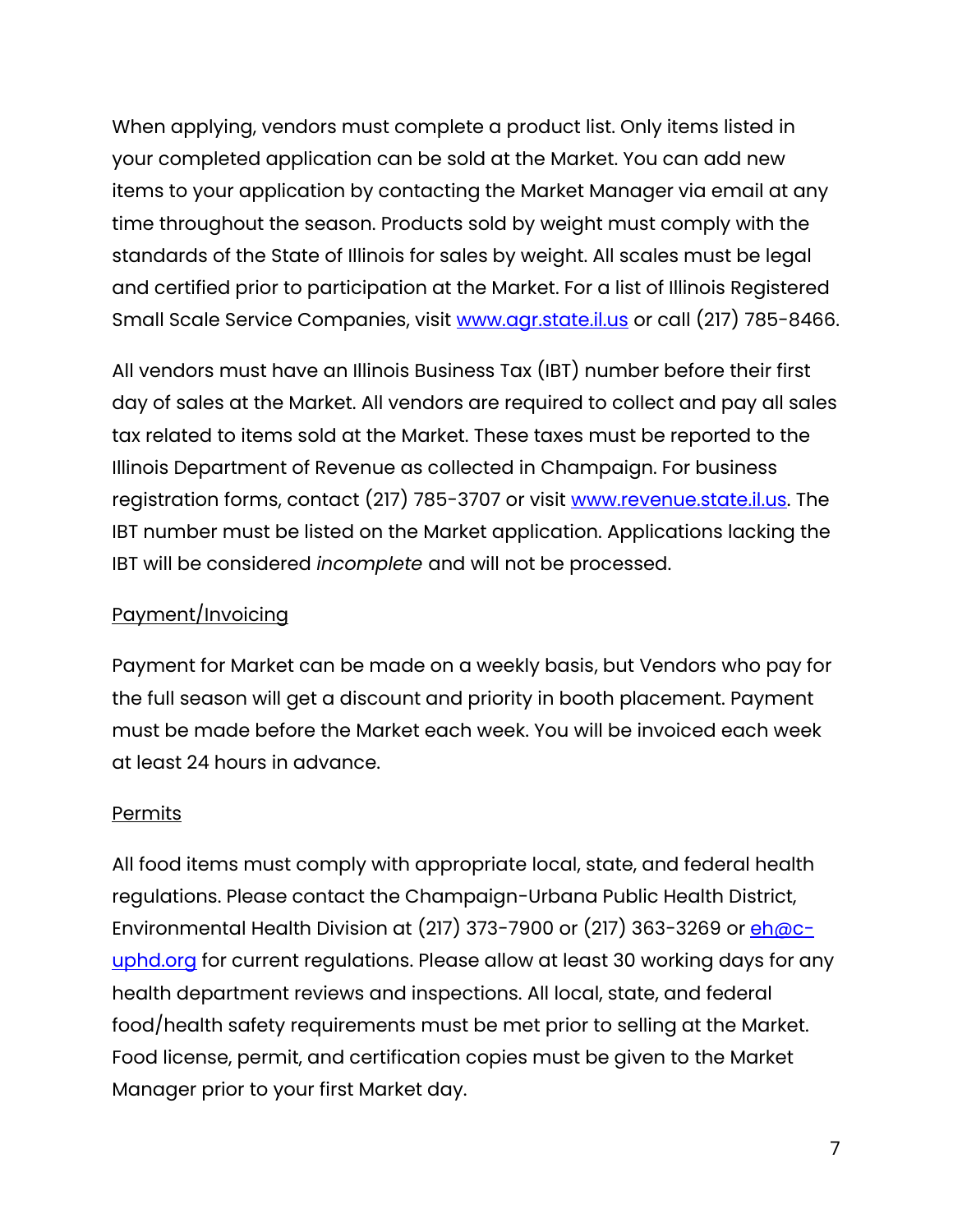When applying, vendors must complete a product list. Only items listed in your completed application can be sold at the Market. You can add new items to your application by contacting the Market Manager via email at any time throughout the season. Products sold by weight must comply with the standards of the State of Illinois for sales by weight. All scales must be legal and certified prior to participation at the Market. For a list of Illinois Registered Small Scale Service Companies, visit [www.agr.state.il.us](http://www.agr.state.il.us) or call (217) 785-8466.

All vendors must have an Illinois Business Tax (IBT) number before their first day of sales at the Market. All vendors are required to collect and pay all sales tax related to items sold at the Market. These taxes must be reported to the Illinois Department of Revenue as collected in Champaign. For business registration forms, contact (217) 785-3707 or visit [www.revenue.state.il.us](http://www.revenue.state.il.us). The IBT number must be listed on the Market application. Applications lacking the IBT will be considered *incomplete* and will not be processed.

<u>Payment/Invoicing</u>

Payment for Market can be made on a weekly basis, but Vendors who pay for the full season will get a discount and priority in booth placement. Payment must be made before the Market each week. You will be invoiced each week at least 24 hours in advance.

<u>Permits</u>

All food items must comply with appropriate local, state, and federal health regulations. Please contact the Champaign-Urbana Public Health District, Environmental Health Division at (217) 373-7900 or (217) 363-3269 or [eh@c-uphd.org](mailto:eh@c-uphd.org) for current regulations. Please allow at least 30 working days for any health department reviews and inspections. All local, state, and federal food/health safety requirements must be met prior to selling at the Market. Food license, permit, and certification copies must be given to the Market Manager prior to your first Market day.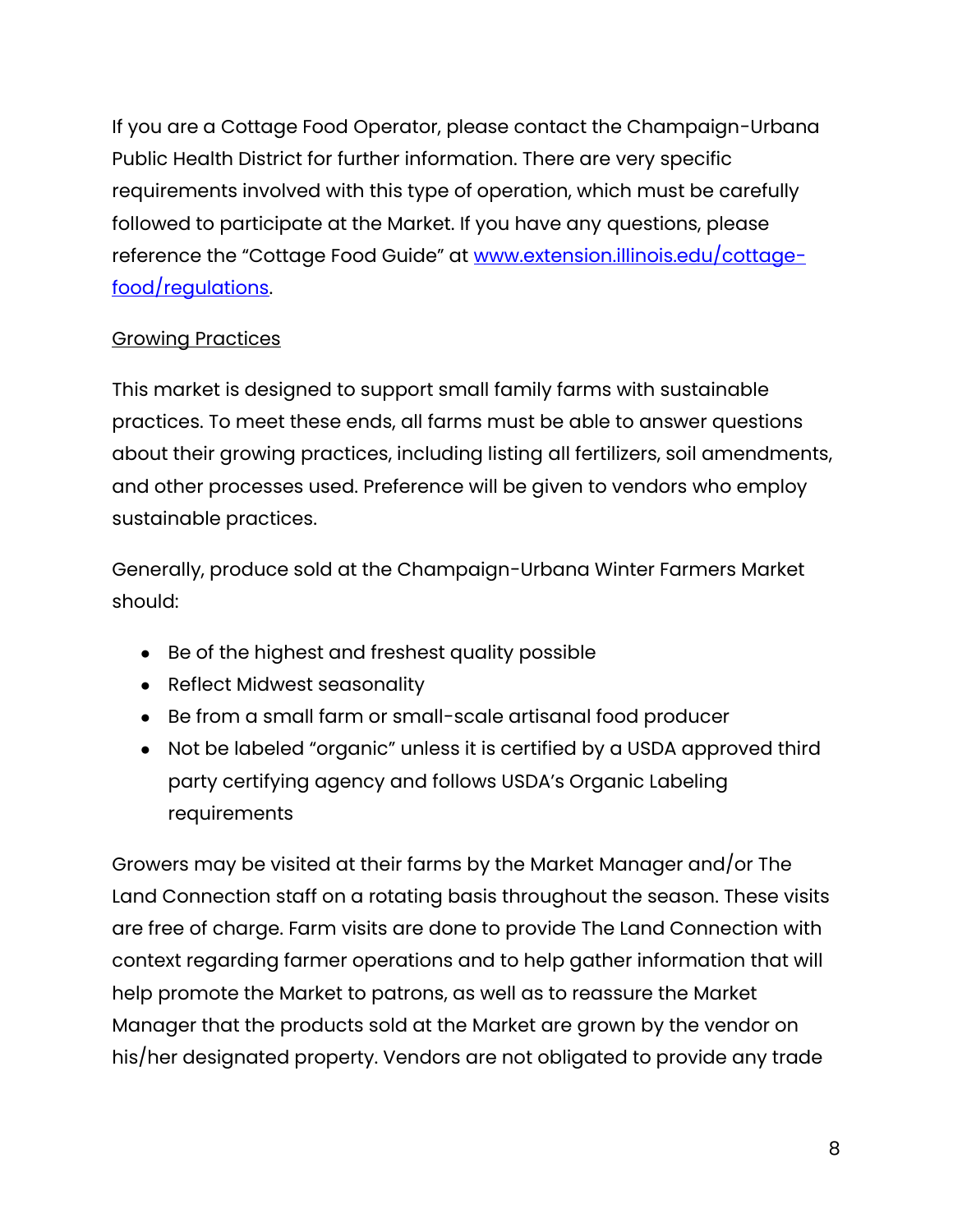If you are a Cottage Food Operator, please contact the Champaign-Urbana Public Health District for further information. There are very specific requirements involved with this type of operation, which must be carefully followed to participate at the Market. If you have any questions, please reference the "Cottage Food Guide" at [www.extension.illinois.edu/cottage-food/regulations](www.extension.illinois.edu/cottage-food/regulations).

Growing Practices

This market is designed to support small family farms with sustainable practices. To meet these ends, all farms must be able to answer questions about their growing practices, including listing all fertilizers, soil amendments, and other processes used. Preference will be given to vendors who employ sustainable practices.

Generally, produce sold at the Champaign-Urbana Winter Farmers Market should:

- Be of the highest and freshest quality possible
- Reflect Midwest seasonality
- Be from a small farm or small-scale artisanal food producer
- Not be labeled "organic" unless it is certified by a USDA approved third party certifying agency and follows USDA's Organic Labeling requirements

Growers may be visited at their farms by the Market Manager and/or The Land Connection staff on a rotating basis throughout the season. These visits are free of charge. Farm visits are done to provide The Land Connection with context regarding farmer operations and to help gather information that will help promote the Market to patrons, as well as to reassure the Market Manager that the products sold at the Market are grown by the vendor on his/her designated property. Vendors are not obligated to provide any trade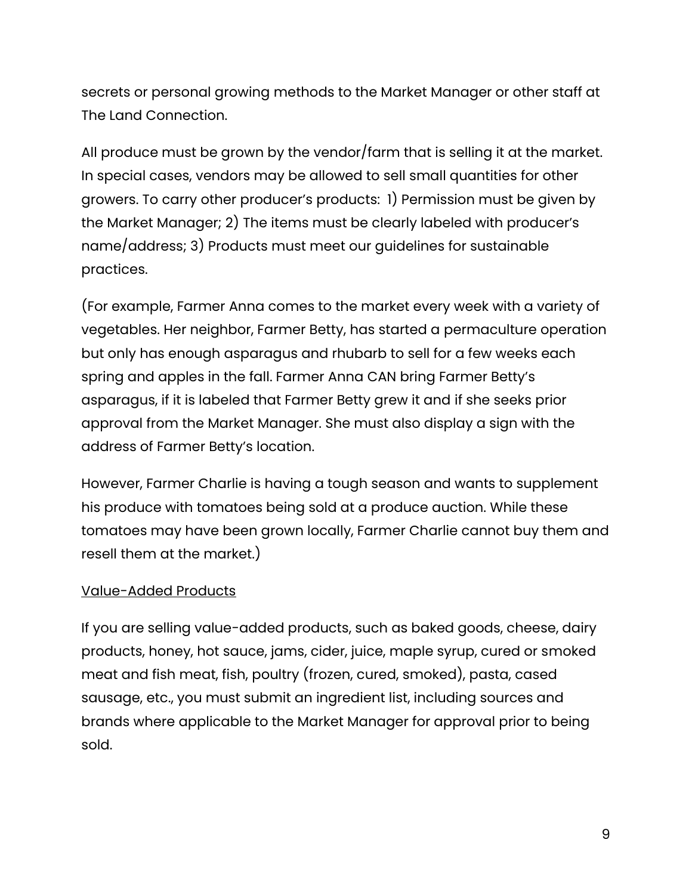secrets or personal growing methods to the Market Manager or other staff at The Land Connection.

All produce must be grown by the vendor/farm that is selling it at the market. In special cases, vendors may be allowed to sell small quantities for other growers. To carry other producer's products: 1) Permission must be given by the Market Manager; 2) The items must be clearly labeled with producer's name/address; 3) Products must meet our guidelines for sustainable practices.

(For example, Farmer Anna comes to the market every week with a variety of vegetables. Her neighbor, Farmer Betty, has started a permaculture operation but only has enough asparagus and rhubarb to sell for a few weeks each spring and apples in the fall. Farmer Anna CAN bring Farmer Betty's asparagus, if it is labeled that Farmer Betty grew it and if she seeks prior approval from the Market Manager. She must also display a sign with the address of Farmer Betty's location.

However, Farmer Charlie is having a tough season and wants to supplement his produce with tomatoes being sold at a produce auction. While these tomatoes may have been grown locally, Farmer Charlie cannot buy them and resell them at the market.)

<u>Value-Added Products</u>

If you are selling value-added products, such as baked goods, cheese, dairy products, honey, hot sauce, jams, cider, juice, maple syrup, cured or smoked meat and fish meat, fish, poultry (frozen, cured, smoked), pasta, cased sausage, etc., you must submit an ingredient list, including sources and brands where applicable to the Market Manager for approval prior to being sold.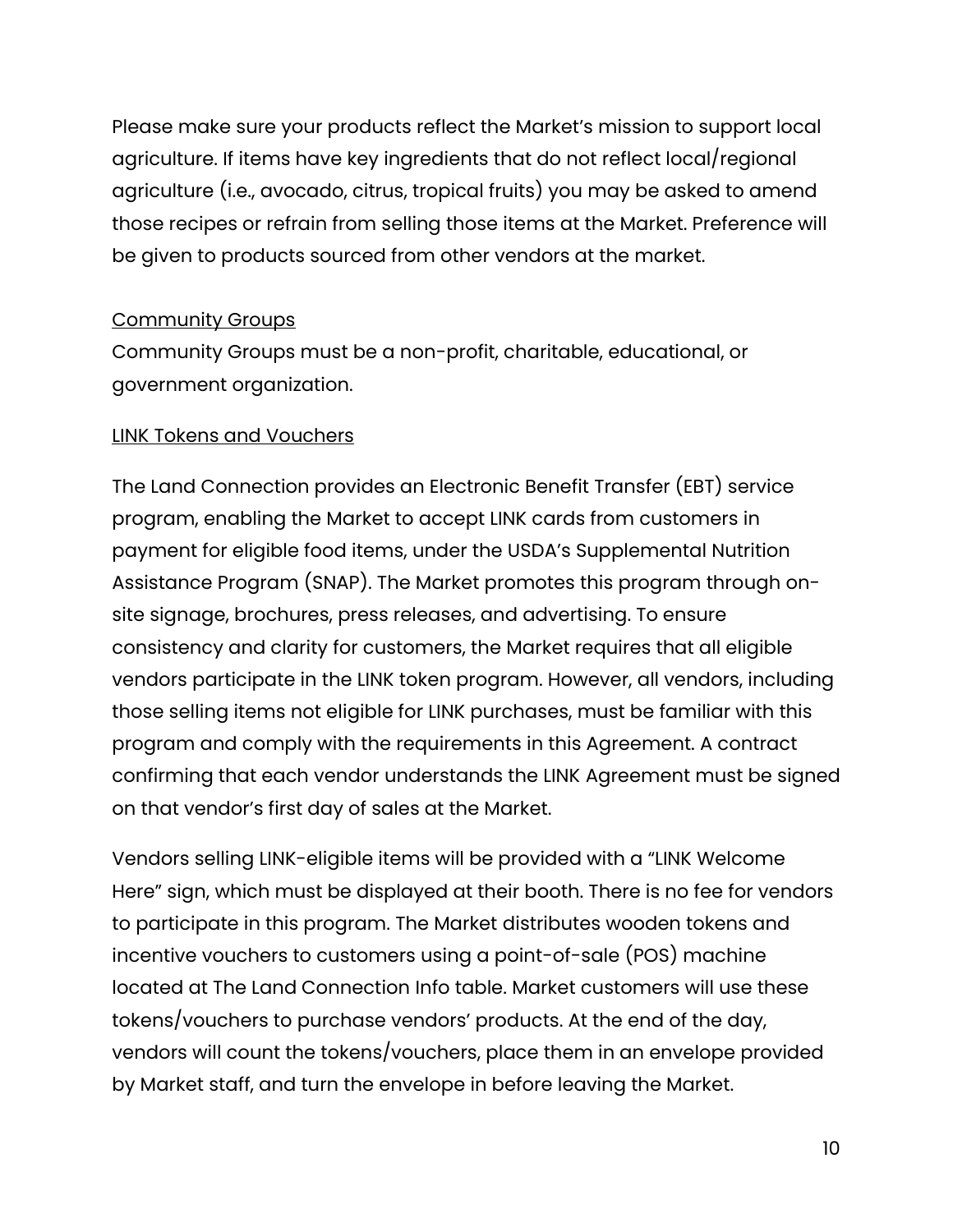Please make sure your products reflect the Market's mission to support local agriculture. If items have key ingredients that do not reflect local/regional agriculture (i.e., avocado, citrus, tropical fruits) you may be asked to amend those recipes or refrain from selling those items at the Market. Preference will be given to products sourced from other vendors at the market.

<u>Community Groups</u>

Community Groups must be a non-profit, charitable, educational, or government organization.

<u>LINK Tokens and Vouchers</u>

The Land Connection provides an Electronic Benefit Transfer (EBT) service program, enabling the Market to accept LINK cards from customers in payment for eligible food items, under the USDA's Supplemental Nutrition Assistance Program (SNAP). The Market promotes this program through on-site signage, brochures, press releases, and advertising. To ensure consistency and clarity for customers, the Market requires that all eligible vendors participate in the LINK token program. However, all vendors, including those selling items not eligible for LINK purchases, must be familiar with this program and comply with the requirements in this Agreement. A contract confirming that each vendor understands the LINK Agreement must be signed on that vendor's first day of sales at the Market.

Vendors selling LINK-eligible items will be provided with a "LINK Welcome Here" sign, which must be displayed at their booth. There is no fee for vendors to participate in this program. The Market distributes wooden tokens and incentive vouchers to customers using a point-of-sale (POS) machine located at The Land Connection Info table. Market customers will use these tokens/vouchers to purchase vendors' products. At the end of the day, vendors will count the tokens/vouchers, place them in an envelope provided by Market staff, and turn the envelope in before leaving the Market.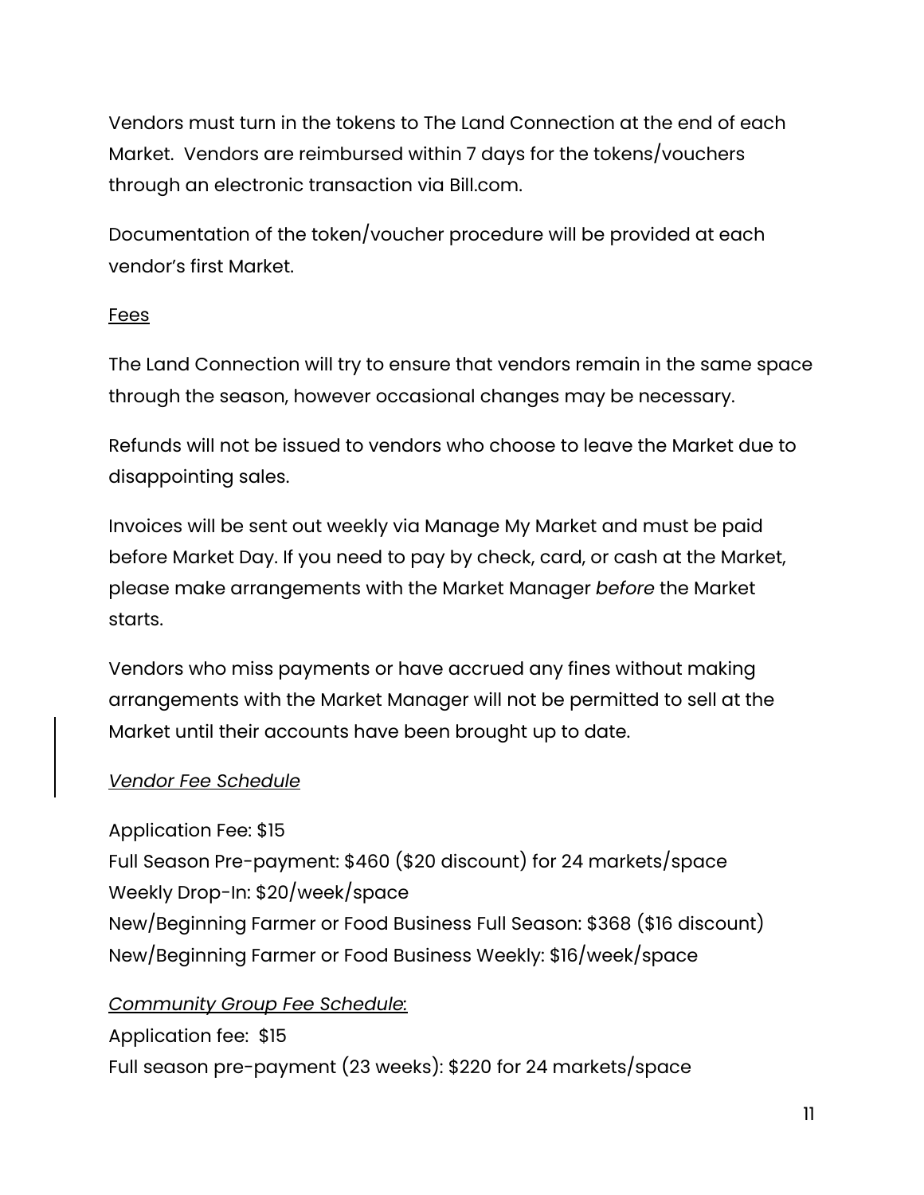Vendors must turn in the tokens to The Land Connection at the end of each Market. Vendors are reimbursed within 7 days for the tokens/vouchers through an electronic transaction via Bill.com.

Documentation of the token/voucher procedure will be provided at each vendor's first Market.

<u>Fees</u>

The Land Connection will try to ensure that vendors remain in the same space through the season, however occasional changes may be necessary.

Refunds will not be issued to vendors who choose to leave the Market due to disappointing sales.

Invoices will be sent out weekly via Manage My Market and must be paid before Market Day. If you need to pay by check, card, or cash at the Market, please make arrangements with the Market Manager *before* the Market starts.

Vendors who miss payments or have accrued any fines without making arrangements with the Market Manager will not be permitted to sell at the Market until their accounts have been brought up to date.

*<u>Vendor Fee Schedule</u>*

Application Fee: $15
Full Season Pre-payment: $460 ($20 discount) for 24 markets/space
Weekly Drop-In: $20/week/space
New/Beginning Farmer or Food Business Full Season: $368 ($16 discount)
New/Beginning Farmer or Food Business Weekly: $16/week/space

*<u>Community Group Fee Schedule</u>*:
Application fee: $15
Full season pre-payment (23 weeks): $220 for 24 markets/space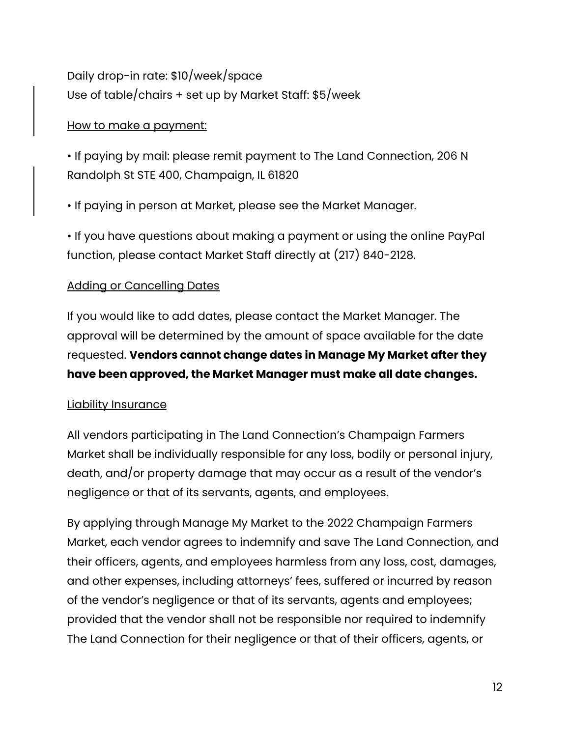Daily drop-in rate: $10/week/space
Use of table/chairs + set up by Market Staff: $5/week

<u>How to make a payment:</u>

• If paying by mail: please remit payment to The Land Connection, 206 N Randolph St STE 400, Champaign, IL 61820

• If paying in person at Market, please see the Market Manager.

• If you have questions about making a payment or using the online PayPal function, please contact Market Staff directly at (217) 840-2128.

<u>Adding or Cancelling Dates</u>

If you would like to add dates, please contact the Market Manager. The approval will be determined by the amount of space available for the date requested. **Vendors cannot change dates in Manage My Market after they have been approved, the Market Manager must make all date changes.**

<u>Liability Insurance</u>

All vendors participating in The Land Connection's Champaign Farmers Market shall be individually responsible for any loss, bodily or personal injury, death, and/or property damage that may occur as a result of the vendor's negligence or that of its servants, agents, and employees.

By applying through Manage My Market to the 2022 Champaign Farmers Market, each vendor agrees to indemnify and save The Land Connection, and their officers, agents, and employees harmless from any loss, cost, damages, and other expenses, including attorneys' fees, suffered or incurred by reason of the vendor's negligence or that of its servants, agents and employees; provided that the vendor shall not be responsible nor required to indemnify The Land Connection for their negligence or that of their officers, agents, or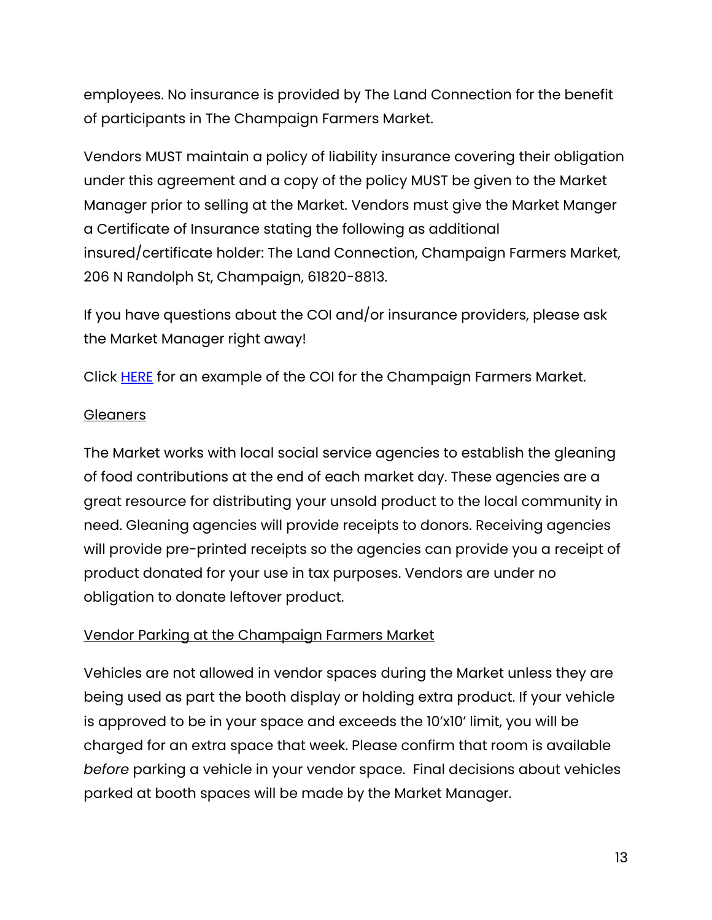employees. No insurance is provided by The Land Connection for the benefit of participants in The Champaign Farmers Market.

Vendors MUST maintain a policy of liability insurance covering their obligation under this agreement and a copy of the policy MUST be given to the Market Manager prior to selling at the Market. Vendors must give the Market Manger a Certificate of Insurance stating the following as additional insured/certificate holder: The Land Connection, Champaign Farmers Market, 206 N Randolph St, Champaign, 61820-8813.

If you have questions about the COI and/or insurance providers, please ask the Market Manager right away!

Click HERE for an example of the COI for the Champaign Farmers Market.

Gleaners

The Market works with local social service agencies to establish the gleaning of food contributions at the end of each market day. These agencies are a great resource for distributing your unsold product to the local community in need. Gleaning agencies will provide receipts to donors. Receiving agencies will provide pre-printed receipts so the agencies can provide you a receipt of product donated for your use in tax purposes. Vendors are under no obligation to donate leftover product.

Vendor Parking at the Champaign Farmers Market

Vehicles are not allowed in vendor spaces during the Market unless they are being used as part the booth display or holding extra product. If your vehicle is approved to be in your space and exceeds the 10'x10' limit, you will be charged for an extra space that week. Please confirm that room is available *before* parking a vehicle in your vendor space.  Final decisions about vehicles parked at booth spaces will be made by the Market Manager.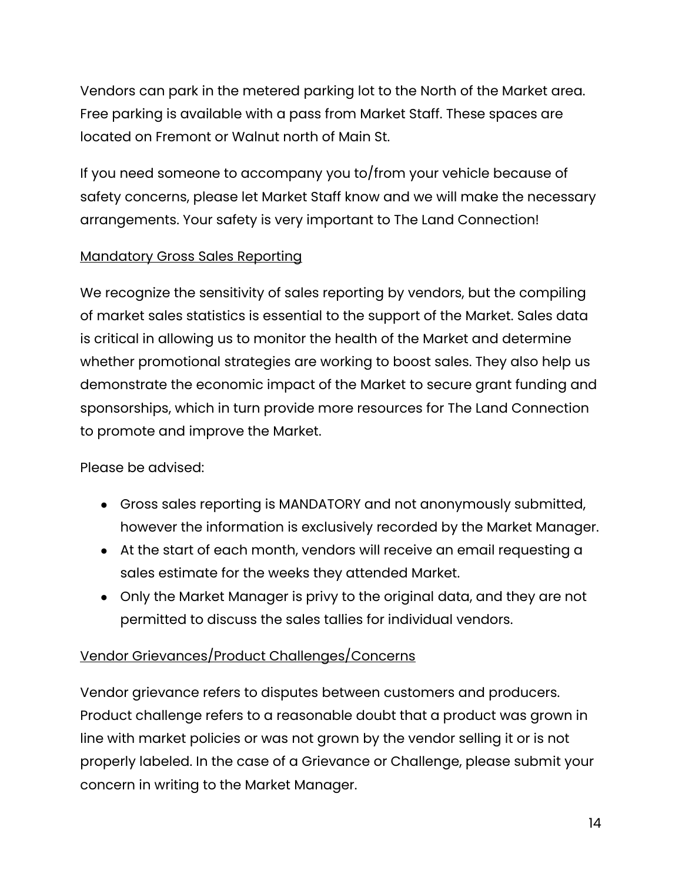Vendors can park in the metered parking lot to the North of the Market area. Free parking is available with a pass from Market Staff. These spaces are located on Fremont or Walnut north of Main St.

If you need someone to accompany you to/from your vehicle because of safety concerns, please let Market Staff know and we will make the necessary arrangements. Your safety is very important to The Land Connection!

<u>Mandatory Gross Sales Reporting</u>

We recognize the sensitivity of sales reporting by vendors, but the compiling of market sales statistics is essential to the support of the Market. Sales data is critical in allowing us to monitor the health of the Market and determine whether promotional strategies are working to boost sales. They also help us demonstrate the economic impact of the Market to secure grant funding and sponsorships, which in turn provide more resources for The Land Connection to promote and improve the Market.

Please be advised:

- Gross sales reporting is MANDATORY and not anonymously submitted, however the information is exclusively recorded by the Market Manager.
- At the start of each month, vendors will receive an email requesting a sales estimate for the weeks they attended Market.
- Only the Market Manager is privy to the original data, and they are not permitted to discuss the sales tallies for individual vendors.

<u>Vendor Grievances/Product Challenges/Concerns</u>

Vendor grievance refers to disputes between customers and producers. Product challenge refers to a reasonable doubt that a product was grown in line with market policies or was not grown by the vendor selling it or is not properly labeled. In the case of a Grievance or Challenge, please submit your concern in writing to the Market Manager.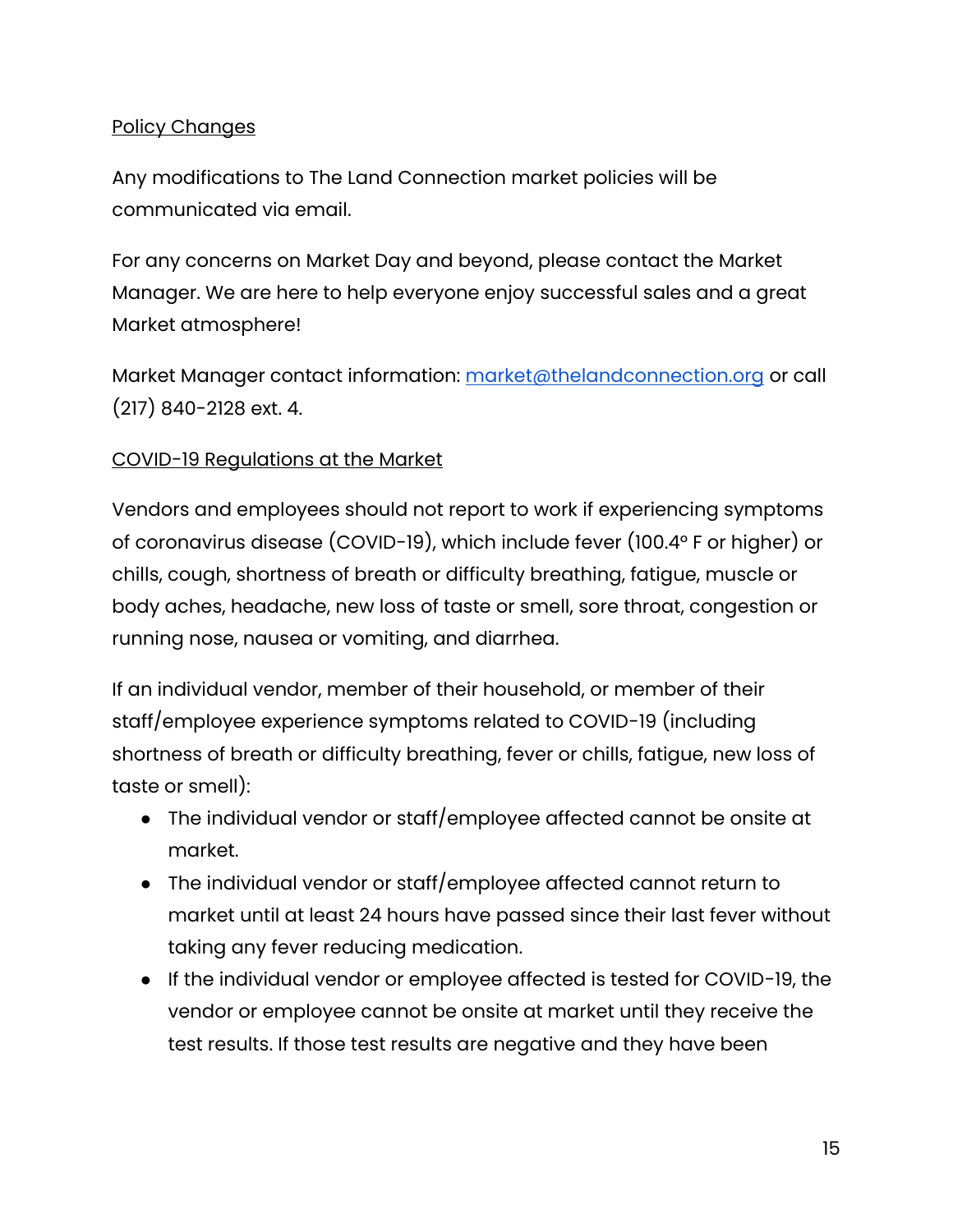Policy Changes

Any modifications to The Land Connection market policies will be communicated via email.

For any concerns on Market Day and beyond, please contact the Market Manager. We are here to help everyone enjoy successful sales and a great Market atmosphere!

Market Manager contact information: [market@thelandconnection.org](mailto:market@thelandconnection.org) or call (217) 840-2128 ext. 4.

COVID-19 Regulations at the Market

Vendors and employees should not report to work if experiencing symptoms of coronavirus disease (COVID-19), which include fever (100.4° F or higher) or chills, cough, shortness of breath or difficulty breathing, fatigue, muscle or body aches, headache, new loss of taste or smell, sore throat, congestion or running nose, nausea or vomiting, and diarrhea.

If an individual vendor, member of their household, or member of their staff/employee experience symptoms related to COVID-19 (including shortness of breath or difficulty breathing, fever or chills, fatigue, new loss of taste or smell):

- The individual vendor or staff/employee affected cannot be onsite at market.
- The individual vendor or staff/employee affected cannot return to market until at least 24 hours have passed since their last fever without taking any fever reducing medication.
- If the individual vendor or employee affected is tested for COVID-19, the vendor or employee cannot be onsite at market until they receive the test results. If those test results are negative and they have been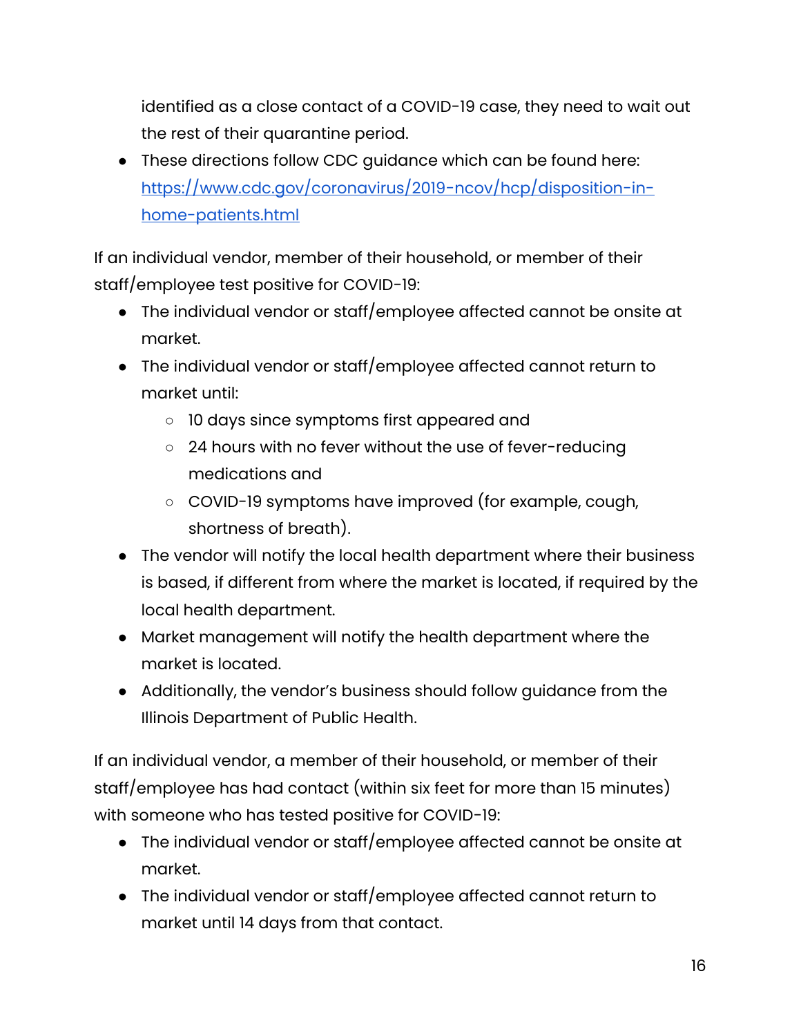identified as a close contact of a COVID-19 case, they need to wait out the rest of their quarantine period.

- These directions follow CDC guidance which can be found here: [https://www.cdc.gov/coronavirus/2019-ncov/hcp/disposition-in-home-patients.html](https://www.cdc.gov/coronavirus/2019-ncov/hcp/disposition-in-home-patients.html)

If an individual vendor, member of their household, or member of their staff/employee test positive for COVID-19:

- The individual vendor or staff/employee affected cannot be onsite at market.
- The individual vendor or staff/employee affected cannot return to market until:
  - 10 days since symptoms first appeared and
  - 24 hours with no fever without the use of fever-reducing medications and
  - COVID-19 symptoms have improved (for example, cough, shortness of breath).
- The vendor will notify the local health department where their business is based, if different from where the market is located, if required by the local health department.
- Market management will notify the health department where the market is located.
- Additionally, the vendor's business should follow guidance from the Illinois Department of Public Health.

If an individual vendor, a member of their household, or member of their staff/employee has had contact (within six feet for more than 15 minutes) with someone who has tested positive for COVID-19:

- The individual vendor or staff/employee affected cannot be onsite at market.
- The individual vendor or staff/employee affected cannot return to market until 14 days from that contact.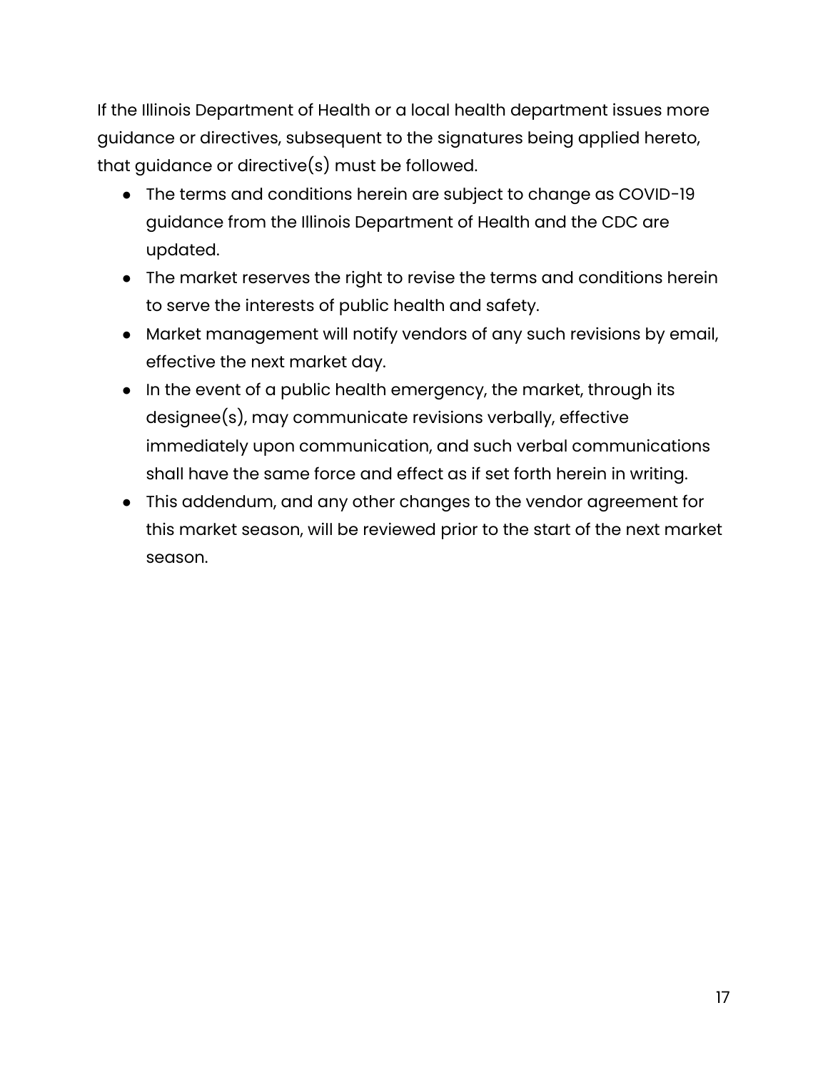If the Illinois Department of Health or a local health department issues more guidance or directives, subsequent to the signatures being applied hereto, that guidance or directive(s) must be followed.

- The terms and conditions herein are subject to change as COVID-19 guidance from the Illinois Department of Health and the CDC are updated.
- The market reserves the right to revise the terms and conditions herein to serve the interests of public health and safety.
- Market management will notify vendors of any such revisions by email, effective the next market day.
- In the event of a public health emergency, the market, through its designee(s), may communicate revisions verbally, effective immediately upon communication, and such verbal communications shall have the same force and effect as if set forth herein in writing.
- This addendum, and any other changes to the vendor agreement for this market season, will be reviewed prior to the start of the next market season.